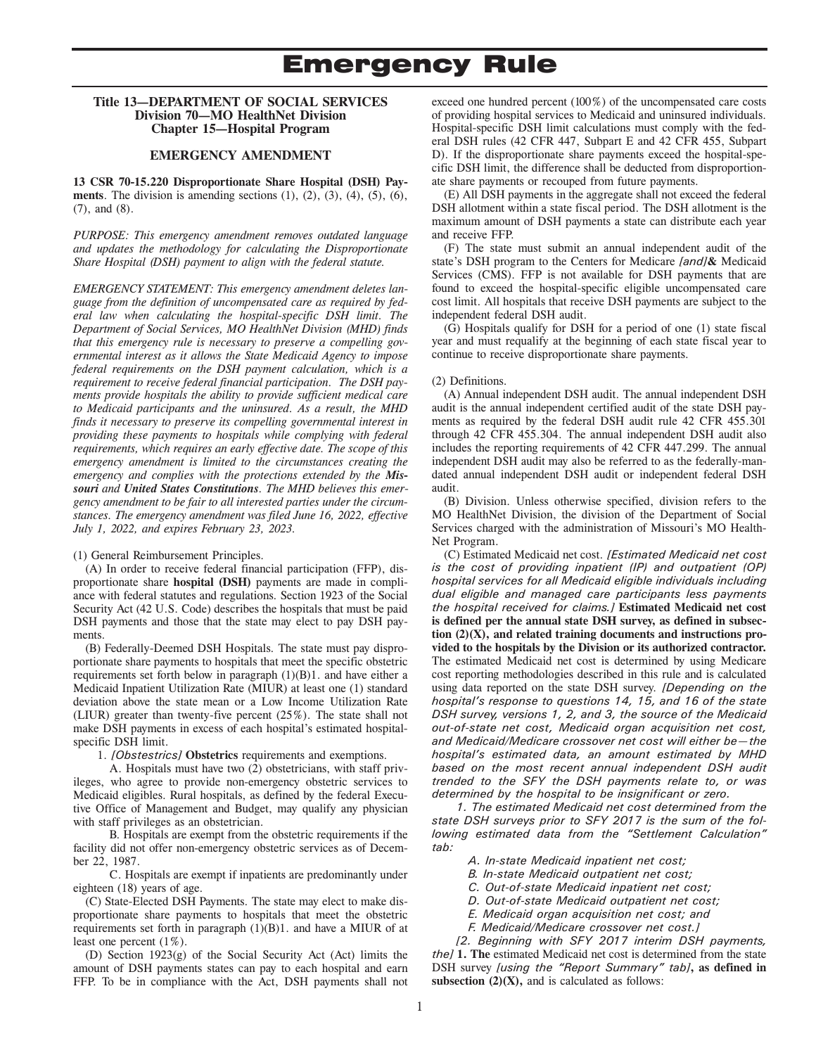# Emergency Rule

## Title 13—DEPARTMENT OF SOCIAL SERVICES
## Division 70—MO HealthNet Division
## Chapter 15—Hospital Program

### EMERGENCY AMENDMENT

**13 CSR 70-15.220 Disproportionate Share Hospital (DSH) Payments**. The division is amending sections (1), (2), (3), (4), (5), (6), (7), and (8).

*PURPOSE: This emergency amendment removes outdated language and updates the methodology for calculating the Disproportionate Share Hospital (DSH) payment to align with the federal statute.*

*EMERGENCY STATEMENT: This emergency amendment deletes language from the definition of uncompensated care as required by federal law when calculating the hospital-specific DSH limit. The Department of Social Services, MO HealthNet Division (MHD) finds that this emergency rule is necessary to preserve a compelling governmental interest as it allows the State Medicaid Agency to impose federal requirements on the DSH payment calculation, which is a requirement to receive federal financial participation. The DSH payments provide hospitals the ability to provide sufficient medical care to Medicaid participants and the uninsured. As a result, the MHD finds it necessary to preserve its compelling governmental interest in providing these payments to hospitals while complying with federal requirements, which requires an early effective date. The scope of this emergency amendment is limited to the circumstances creating the emergency and complies with the protections extended by the **Missouri** and **United States Constitutions**. The MHD believes this emergency amendment to be fair to all interested parties under the circumstances. The emergency amendment was filed June 16, 2022, effective July 1, 2022, and expires February 23, 2023.*

(1) General Reimbursement Principles.

(A) In order to receive federal financial participation (FFP), disproportionate share **hospital (DSH)** payments are made in compliance with federal statutes and regulations. Section 1923 of the Social Security Act (42 U.S. Code) describes the hospitals that must be paid DSH payments and those that the state may elect to pay DSH payments.

(B) Federally-Deemed DSH Hospitals. The state must pay disproportionate share payments to hospitals that meet the specific obstetric requirements set forth below in paragraph (1)(B)1. and have either a Medicaid Inpatient Utilization Rate (MIUR) at least one (1) standard deviation above the state mean or a Low Income Utilization Rate (LIUR) greater than twenty-five percent (25%). The state shall not make DSH payments in excess of each hospital's estimated hospital-specific DSH limit.

1. *[Obstetrics]* **Obstetrics** requirements and exemptions.

A. Hospitals must have two (2) obstetricians, with staff privileges, who agree to provide non-emergency obstetric services to Medicaid eligibles. Rural hospitals, as defined by the federal Executive Office of Management and Budget, may qualify any physician with staff privileges as an obstetrician.

B. Hospitals are exempt from the obstetric requirements if the facility did not offer non-emergency obstetric services as of December 22, 1987.

C. Hospitals are exempt if inpatients are predominantly under eighteen (18) years of age.

(C) State-Elected DSH Payments. The state may elect to make disproportionate share payments to hospitals that meet the obstetric requirements set forth in paragraph (1)(B)1. and have a MIUR of at least one percent (1%).

(D) Section 1923(g) of the Social Security Act (Act) limits the amount of DSH payments states can pay to each hospital and earn FFP. To be in compliance with the Act, DSH payments shall not exceed one hundred percent (100%) of the uncompensated care costs of providing hospital services to Medicaid and uninsured individuals. Hospital-specific DSH limit calculations must comply with the federal DSH rules (42 CFR 447, Subpart E and 42 CFR 455, Subpart D). If the disproportionate share payments exceed the hospital-specific DSH limit, the difference shall be deducted from disproportionate share payments or recouped from future payments.

(E) All DSH payments in the aggregate shall not exceed the federal DSH allotment within a state fiscal period. The DSH allotment is the maximum amount of DSH payments a state can distribute each year and receive FFP.

(F) The state must submit an annual independent audit of the state's DSH program to the Centers for Medicare *[and]* **&** Medicaid Services (CMS). FFP is not available for DSH payments that are found to exceed the hospital-specific eligible uncompensated care cost limit. All hospitals that receive DSH payments are subject to the independent federal DSH audit.

(G) Hospitals qualify for DSH for a period of one (1) state fiscal year and must requalify at the beginning of each state fiscal year to continue to receive disproportionate share payments.

(2) Definitions.

(A) Annual independent DSH audit. The annual independent DSH audit is the annual independent certified audit of the state DSH payments as required by the federal DSH audit rule 42 CFR 455.301 through 42 CFR 455.304. The annual independent DSH audit also includes the reporting requirements of 42 CFR 447.299. The annual independent DSH audit may also be referred to as the federally-mandated annual independent DSH audit or independent federal DSH audit.

(B) Division. Unless otherwise specified, division refers to the MO HealthNet Division, the division of the Department of Social Services charged with the administration of Missouri's MO HealthNet Program.

(C) Estimated Medicaid net cost. *[Estimated Medicaid net cost is the cost of providing inpatient (IP) and outpatient (OP) hospital services for all Medicaid eligible individuals including dual eligible and managed care participants less payments the hospital received for claims.]* **Estimated Medicaid net cost is defined per the annual state DSH survey, as defined in subsection (2)(X), and related training documents and instructions provided to the hospitals by the Division or its authorized contractor.** The estimated Medicaid net cost is determined by using Medicare cost reporting methodologies described in this rule and is calculated using data reported on the state DSH survey. *[Depending on the hospital's response to questions 14, 15, and 16 of the state DSH survey, versions 1, 2, and 3, the source of the Medicaid out-of-state net cost, Medicaid organ acquisition net cost, and Medicaid/Medicare crossover net cost will either be—the hospital's estimated data, an amount estimated by MHD based on the most recent annual independent DSH audit trended to the SFY the DSH payments relate to, or was determined by the hospital to be insignificant or zero.*

*1. The estimated Medicaid net cost determined from the state DSH surveys prior to SFY 2017 is the sum of the following estimated data from the "Settlement Calculation" tab:*

*A. In-state Medicaid inpatient net cost;*

*B. In-state Medicaid outpatient net cost;*

*C. Out-of-state Medicaid inpatient net cost;*

*D. Out-of-state Medicaid outpatient net cost;*

*E. Medicaid organ acquisition net cost; and*

*F. Medicaid/Medicare crossover net cost.]*

*[2. Beginning with SFY 2017 interim DSH payments, the]* **1. The** estimated Medicaid net cost is determined from the state DSH survey *[using the "Report Summary" tab]***, as defined in subsection (2)(X),** and is calculated as follows: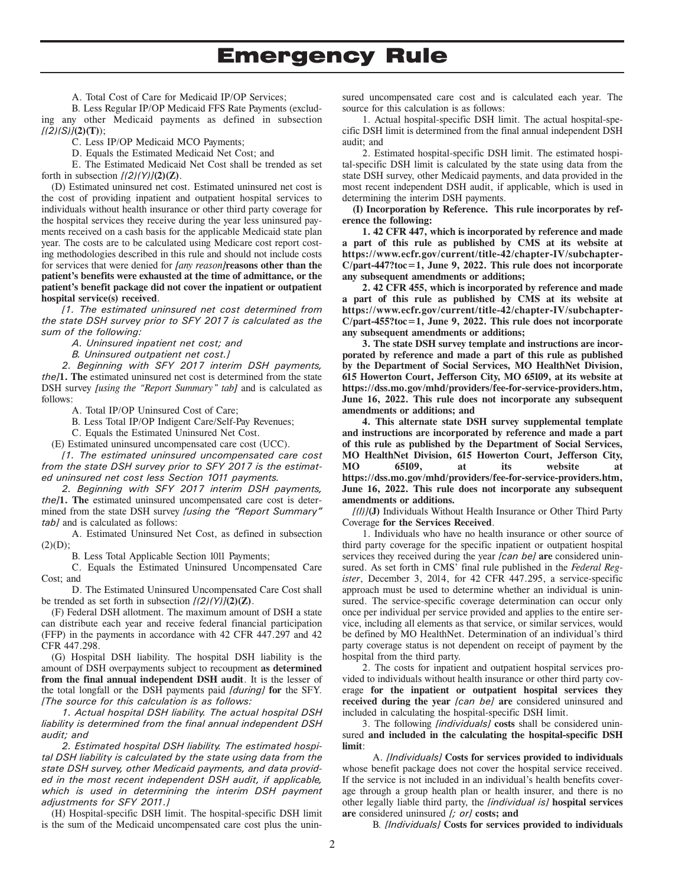A. Total Cost of Care for Medicaid IP/OP Services;

B. Less Regular IP/OP Medicaid FFS Rate Payments (excluding any other Medicaid payments as defined in subsection *[(2)(S)]***(2)(T)**);

C. Less IP/OP Medicaid MCO Payments;

D. Equals the Estimated Medicaid Net Cost; and

E. The Estimated Medicaid Net Cost shall be trended as set forth in subsection *[(2)(Y)]***(2)(Z)**.

(D) Estimated uninsured net cost. Estimated uninsured net cost is the cost of providing inpatient and outpatient hospital services to individuals without health insurance or other third party coverage for the hospital services they receive during the year less uninsured payments received on a cash basis for the applicable Medicaid state plan year. The costs are to be calculated using Medicare cost report costing methodologies described in this rule and should not include costs for services that were denied for *[any reason]***reasons other than the patient's benefits were exhausted at the time of admittance, or the patient's benefit package did not cover the inpatient or outpatient hospital service(s) received**.

*[1. The estimated uninsured net cost determined from the state DSH survey prior to SFY 2017 is calculated as the sum of the following:*

*A. Uninsured inpatient net cost; and*

*B. Uninsured outpatient net cost.]*

*2. Beginning with SFY 2017 interim DSH payments, the]***1. The** estimated uninsured net cost is determined from the state DSH survey *[using the "Report Summary" tab]* and is calculated as follows:

A. Total IP/OP Uninsured Cost of Care;

B. Less Total IP/OP Indigent Care/Self-Pay Revenues;

C. Equals the Estimated Uninsured Net Cost.

(E) Estimated uninsured uncompensated care cost (UCC).

*[1. The estimated uninsured uncompensated care cost from the state DSH survey prior to SFY 2017 is the estimated uninsured net cost less Section 1011 payments.*

*2. Beginning with SFY 2017 interim DSH payments, the]***1. The** estimated uninsured uncompensated care cost is determined from the state DSH survey *[using the "Report Summary" tab]* and is calculated as follows:

A. Estimated Uninsured Net Cost, as defined in subsection (2)(D);

B. Less Total Applicable Section 1011 Payments;

C. Equals the Estimated Uninsured Uncompensated Care Cost; and

D. The Estimated Uninsured Uncompensated Care Cost shall be trended as set forth in subsection *[(2)(Y)]***(2)(Z)**.

(F) Federal DSH allotment. The maximum amount of DSH a state can distribute each year and receive federal financial participation (FFP) in the payments in accordance with 42 CFR 447.297 and 42 CFR 447.298.

(G) Hospital DSH liability. The hospital DSH liability is the amount of DSH overpayments subject to recoupment **as determined from the final annual independent DSH audit**. It is the lesser of the total longfall or the DSH payments paid *[during]* **for** the SFY. *[The source for this calculation is as follows:*

*1. Actual hospital DSH liability. The actual hospital DSH liability is determined from the final annual independent DSH audit; and*

*2. Estimated hospital DSH liability. The estimated hospital DSH liability is calculated by the state using data from the state DSH survey, other Medicaid payments, and data provided in the most recent independent DSH audit, if applicable, which is used in determining the interim DSH payment adjustments for SFY 2011.]*

(H) Hospital-specific DSH limit. The hospital-specific DSH limit is the sum of the Medicaid uncompensated care cost plus the uninsured uncompensated care cost and is calculated each year. The source for this calculation is as follows:

1. Actual hospital-specific DSH limit. The actual hospital-specific DSH limit is determined from the final annual independent DSH audit; and

2. Estimated hospital-specific DSH limit. The estimated hospital-specific DSH limit is calculated by the state using data from the state DSH survey, other Medicaid payments, and data provided in the most recent independent DSH audit, if applicable, which is used in determining the interim DSH payments.

**(I) Incorporation by Reference. This rule incorporates by reference the following:**

**1. 42 CFR 447, which is incorporated by reference and made a part of this rule as published by CMS at its website at https://www.ecfr.gov/current/title-42/chapter-IV/subchapter-C/part-447?toc=1, June 9, 2022. This rule does not incorporate any subsequent amendments or additions;**

**2. 42 CFR 455, which is incorporated by reference and made a part of this rule as published by CMS at its website at https://www.ecfr.gov/current/title-42/chapter-IV/subchapter-C/part-455?toc=1, June 9, 2022. This rule does not incorporate any subsequent amendments or additions;**

**3. The state DSH survey template and instructions are incorporated by reference and made a part of this rule as published by the Department of Social Services, MO HealthNet Division, 615 Howerton Court, Jefferson City, MO 65109, at its website at https://dss.mo.gov/mhd/providers/fee-for-service-providers.htm, June 16, 2022. This rule does not incorporate any subsequent amendments or additions; and**

**4. This alternate state DSH survey supplemental template and instructions are incorporated by reference and made a part of this rule as published by the Department of Social Services, MO HealthNet Division, 615 Howerton Court, Jefferson City, MO 65109, at its website at https://dss.mo.gov/mhd/providers/fee-for-service-providers.htm, June 16, 2022. This rule does not incorporate any subsequent amendments or additions.**

*[(I)]***(J)** Individuals Without Health Insurance or Other Third Party Coverage **for the Services Received**.

1. Individuals who have no health insurance or other source of third party coverage for the specific inpatient or outpatient hospital services they received during the year *[can be]* **are** considered uninsured. As set forth in CMS' final rule published in the *Federal Register*, December 3, 2014, for 42 CFR 447.295, a service-specific approach must be used to determine whether an individual is uninsured. The service-specific coverage determination can occur only once per individual per service provided and applies to the entire service, including all elements as that service, or similar services, would be defined by MO HealthNet. Determination of an individual's third party coverage status is not dependent on receipt of payment by the hospital from the third party.

2. The costs for inpatient and outpatient hospital services provided to individuals without health insurance or other third party coverage **for the inpatient or outpatient hospital services they received during the year** *[can be]* **are** considered uninsured and included in calculating the hospital-specific DSH limit.

3. The following *[individuals]* **costs** shall be considered uninsured **and included in the calculating the hospital-specific DSH limit**:

A. *[Individuals]* **Costs for services provided to individuals** whose benefit package does not cover the hospital service received. If the service is not included in an individual's health benefits coverage through a group health plan or health insurer, and there is no other legally liable third party, the *[individual is]* **hospital services are** considered uninsured *[; or]* **costs; and**

B. *[Individuals]* **Costs for services provided to individuals**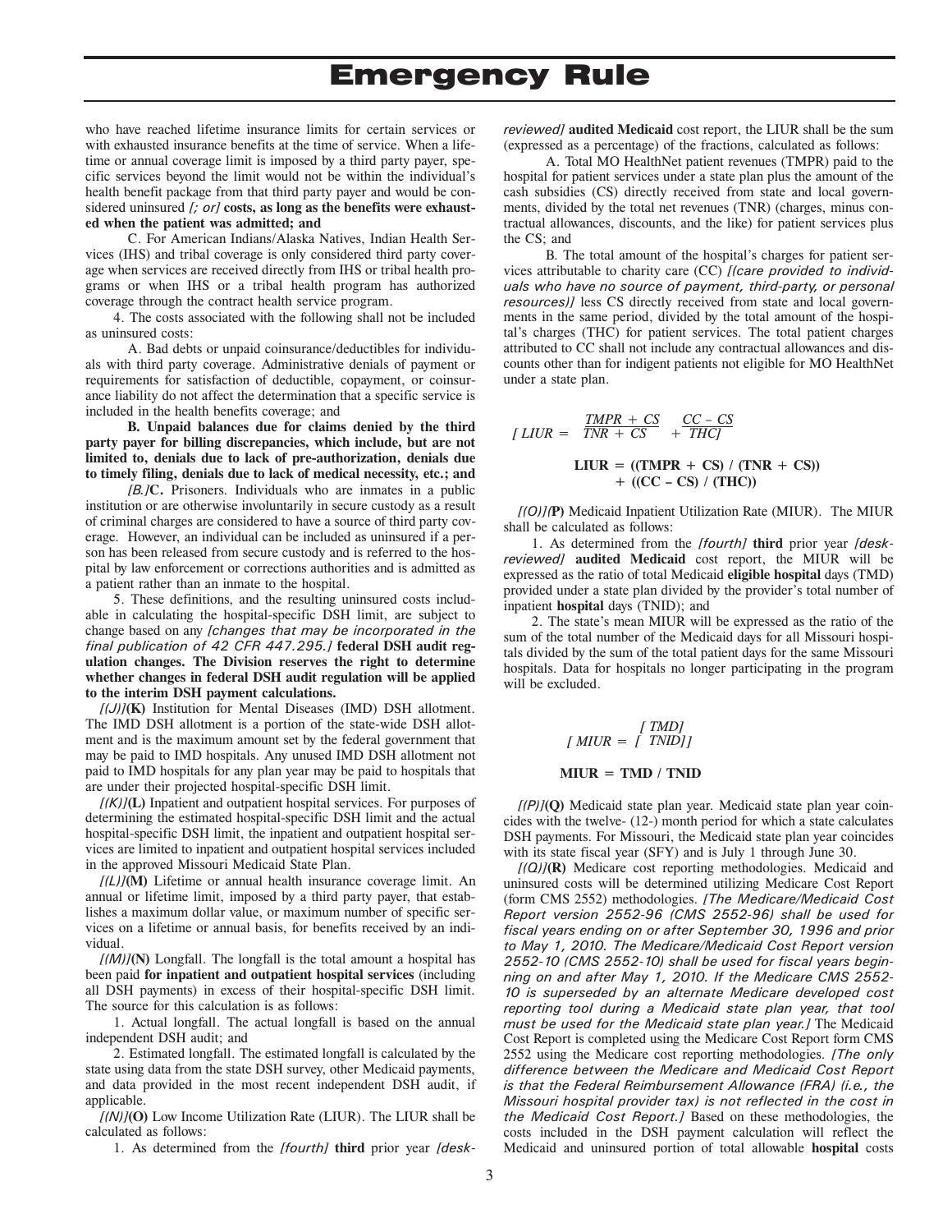who have reached lifetime insurance limits for certain services or with exhausted insurance benefits at the time of service. When a lifetime or annual coverage limit is imposed by a third party payer, specific services beyond the limit would not be within the individual's health benefit package from that third party payer and would be considered uninsured *[; or]* **costs, as long as the benefits were exhausted when the patient was admitted; and**

C. For American Indians/Alaska Natives, Indian Health Services (IHS) and tribal coverage is only considered third party coverage when services are received directly from IHS or tribal health programs or when IHS or a tribal health program has authorized coverage through the contract health service program.

4. The costs associated with the following shall not be included as uninsured costs:

A. Bad debts or unpaid coinsurance/deductibles for individuals with third party coverage. Administrative denials of payment or requirements for satisfaction of deductible, copayment, or coinsurance liability do not affect the determination that a specific service is included in the health benefits coverage; and

**B. Unpaid balances due for claims denied by the third party payer for billing discrepancies, which include, but are not limited to, denials due to lack of pre-authorization, denials due to timely filing, denials due to lack of medical necessity, etc.; and**

*[B.]***C.** Prisoners. Individuals who are inmates in a public institution or are otherwise involuntarily in secure custody as a result of criminal charges are considered to have a source of third party coverage. However, an individual can be included as uninsured if a person has been released from secure custody and is referred to the hospital by law enforcement or corrections authorities and is admitted as a patient rather than an inmate to the hospital.

5. These definitions, and the resulting uninsured costs includable in calculating the hospital-specific DSH limit, are subject to change based on any *[changes that may be incorporated in the final publication of 42 CFR 447.295.]* **federal DSH audit regulation changes. The Division reserves the right to determine whether changes in federal DSH audit regulation will be applied to the interim DSH payment calculations.**

*[(J)]***(K)** Institution for Mental Diseases (IMD) DSH allotment. The IMD DSH allotment is a portion of the state-wide DSH allotment and is the maximum amount set by the federal government that may be paid to IMD hospitals. Any unused IMD DSH allotment not paid to IMD hospitals for any plan year may be paid to hospitals that are under their projected hospital-specific DSH limit.

*[(K)]***(L)** Inpatient and outpatient hospital services. For purposes of determining the estimated hospital-specific DSH limit and the actual hospital-specific DSH limit, the inpatient and outpatient hospital services are limited to inpatient and outpatient hospital services included in the approved Missouri Medicaid State Plan.

*[(L)]***(M)** Lifetime or annual health insurance coverage limit. An annual or lifetime limit, imposed by a third party payer, that establishes a maximum dollar value, or maximum number of specific services on a lifetime or annual basis, for benefits received by an individual.

*[(M)]***(N)** Longfall. The longfall is the total amount a hospital has been paid **for inpatient and outpatient hospital services** (including all DSH payments) in excess of their hospital-specific DSH limit. The source for this calculation is as follows:

1. Actual longfall. The actual longfall is based on the annual independent DSH audit; and

2. Estimated longfall. The estimated longfall is calculated by the state using data from the state DSH survey, other Medicaid payments, and data provided in the most recent independent DSH audit, if applicable.

*[(N)]***(O)** Low Income Utilization Rate (LIUR). The LIUR shall be calculated as follows:

1. As determined from the *[fourth]* **third** prior year *[desk-reviewed]* **audited Medicaid** cost report, the LIUR shall be the sum (expressed as a percentage) of the fractions, calculated as follows:

A. Total MO HealthNet patient revenues (TMPR) paid to the hospital for patient services under a state plan plus the amount of the cash subsidies (CS) directly received from state and local governments, divided by the total net revenues (TNR) (charges, minus contractual allowances, discounts, and the like) for patient services plus the CS; and

B. The total amount of the hospital's charges for patient services attributable to charity care (CC) *[(care provided to individuals who have no source of payment, third-party, or personal resources)]* less CS directly received from state and local governments in the same period, divided by the total amount of the hospital's charges (THC) for patient services. The total patient charges attributed to CC shall not include any contractual allowances and discounts other than for indigent patients not eligible for MO HealthNet under a state plan.

*[*$LIUR = \frac{TMPR + CS}{TNR + CS} + \frac{CC - CS}{THC}$*]*

$$\mathbf{LIUR = ((TMPR + CS) / (TNR + CS)) + ((CC - CS) / (THC))}$$

*[(O)]***(P)** Medicaid Inpatient Utilization Rate (MIUR). The MIUR shall be calculated as follows:

1. As determined from the *[fourth]* **third** prior year *[desk-reviewed]* **audited Medicaid** cost report, the MIUR will be expressed as the ratio of total Medicaid **eligible hospital** days (TMD) provided under a state plan divided by the provider's total number of inpatient **hospital** days (TNID); and

2. The state's mean MIUR will be expressed as the ratio of the sum of the total number of the Medicaid days for all Missouri hospitals divided by the sum of the total patient days for the same Missouri hospitals. Data for hospitals no longer participating in the program will be excluded.

*[*$MIUR = \frac{TMD}{TNID}$*]*

$$\mathbf{MIUR = TMD / TNID}$$

*[(P)]***(Q)** Medicaid state plan year. Medicaid state plan year coincides with the twelve- (12-) month period for which a state calculates DSH payments. For Missouri, the Medicaid state plan year coincides with its state fiscal year (SFY) and is July 1 through June 30.

*[(Q)]***(R)** Medicare cost reporting methodologies. Medicaid and uninsured costs will be determined utilizing Medicare Cost Report (form CMS 2552) methodologies. *[The Medicare/Medicaid Cost Report version 2552-96 (CMS 2552-96) shall be used for fiscal years ending on or after September 30, 1996 and prior to May 1, 2010. The Medicare/Medicaid Cost Report version 2552-10 (CMS 2552-10) shall be used for fiscal years beginning on and after May 1, 2010. If the Medicare CMS 2552-10 is superseded by an alternate Medicare developed cost reporting tool during a Medicaid state plan year, that tool must be used for the Medicaid state plan year.]* The Medicaid Cost Report is completed using the Medicare Cost Report form CMS 2552 using the Medicare cost reporting methodologies. *[The only difference between the Medicare and Medicaid Cost Report is that the Federal Reimbursement Allowance (FRA) (i.e., the Missouri hospital provider tax) is not reflected in the cost in the Medicaid Cost Report.]* Based on these methodologies, the costs included in the DSH payment calculation will reflect the Medicaid and uninsured portion of total allowable **hospital** costs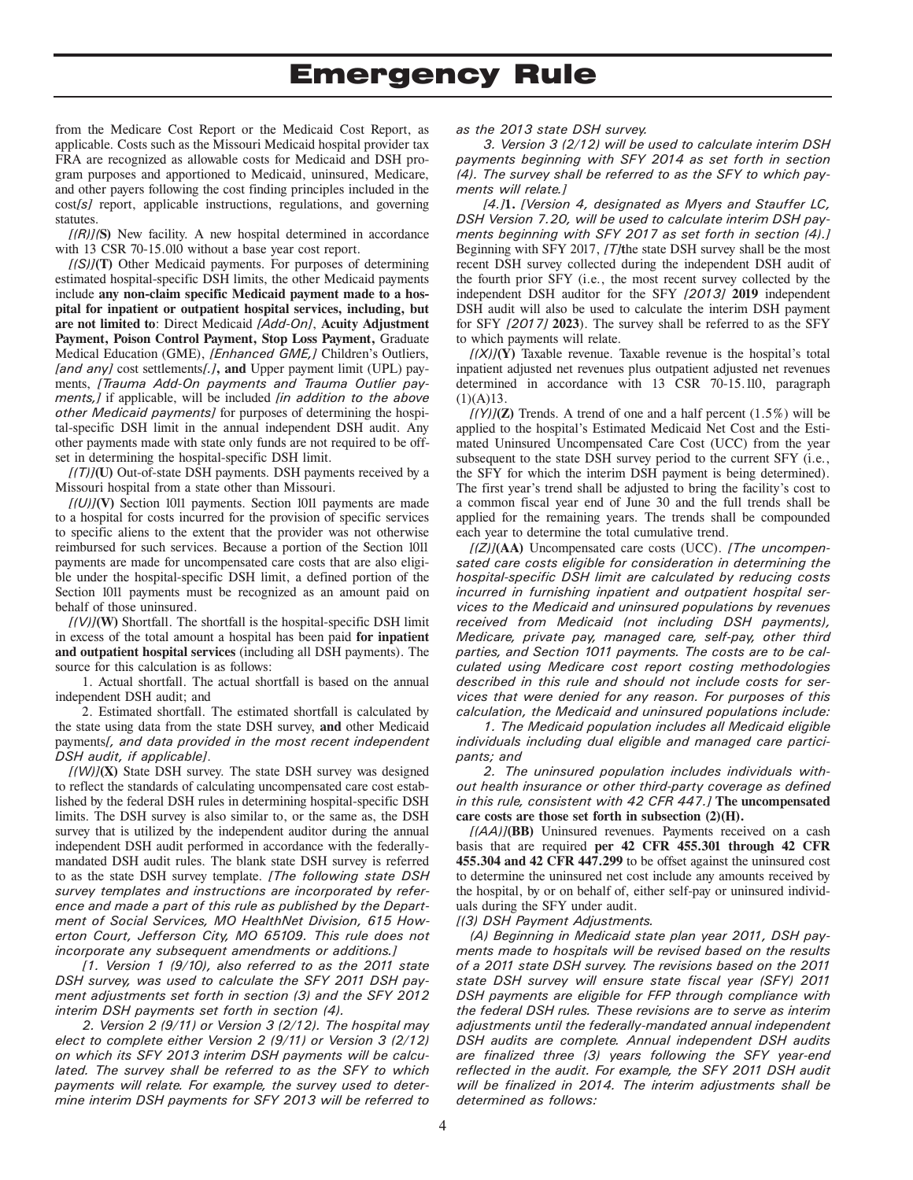# Emergency Rule

from the Medicare Cost Report or the Medicaid Cost Report, as applicable. Costs such as the Missouri Medicaid hospital provider tax FRA are recognized as allowable costs for Medicaid and DSH program purposes and apportioned to Medicaid, uninsured, Medicare, and other payers following the cost finding principles included in the cost*[s]* report, applicable instructions, regulations, and governing statutes.

*[(R)]*(**S**) New facility. A new hospital determined in accordance with 13 CSR 70-15.010 without a base year cost report.

*[(S)]***(T)** Other Medicaid payments. For purposes of determining estimated hospital-specific DSH limits, the other Medicaid payments include **any non-claim specific Medicaid payment made to a hospital for inpatient or outpatient hospital services, including, but are not limited to**: Direct Medicaid *[Add-On]*, **Acuity Adjustment Payment, Poison Control Payment, Stop Loss Payment,** Graduate Medical Education (GME), *[Enhanced GME,]* Children's Outliers, *[and any]* cost settlements*[.]***, and** Upper payment limit (UPL) payments, *[Trauma Add-On payments and Trauma Outlier payments,]* if applicable, will be included *[in addition to the above other Medicaid payments]* for purposes of determining the hospital-specific DSH limit in the annual independent DSH audit. Any other payments made with state only funds are not required to be offset in determining the hospital-specific DSH limit.

*[(T)]***(U)** Out-of-state DSH payments. DSH payments received by a Missouri hospital from a state other than Missouri.

*[(U)]***(V)** Section 1011 payments. Section 1011 payments are made to a hospital for costs incurred for the provision of specific services to specific aliens to the extent that the provider was not otherwise reimbursed for such services. Because a portion of the Section 1011 payments are made for uncompensated care costs that are also eligible under the hospital-specific DSH limit, a defined portion of the Section 1011 payments must be recognized as an amount paid on behalf of those uninsured.

*[(V)]***(W)** Shortfall. The shortfall is the hospital-specific DSH limit in excess of the total amount a hospital has been paid **for inpatient and outpatient hospital services** (including all DSH payments). The source for this calculation is as follows:

1. Actual shortfall. The actual shortfall is based on the annual independent DSH audit; and

2. Estimated shortfall. The estimated shortfall is calculated by the state using data from the state DSH survey, **and** other Medicaid payments*[, and data provided in the most recent independent DSH audit, if applicable]*.

*[(W)]***(X)** State DSH survey. The state DSH survey was designed to reflect the standards of calculating uncompensated care cost established by the federal DSH rules in determining hospital-specific DSH limits. The DSH survey is also similar to, or the same as, the DSH survey that is utilized by the independent auditor during the annual independent DSH audit performed in accordance with the federally-mandated DSH audit rules. The blank state DSH survey is referred to as the state DSH survey template. *[The following state DSH survey templates and instructions are incorporated by reference and made a part of this rule as published by the Department of Social Services, MO HealthNet Division, 615 Howerton Court, Jefferson City, MO 65109. This rule does not incorporate any subsequent amendments or additions.]*

*[1. Version 1 (9/10), also referred to as the 2011 state DSH survey, was used to calculate the SFY 2011 DSH payment adjustments set forth in section (3) and the SFY 2012 interim DSH payments set forth in section (4).*

*2. Version 2 (9/11) or Version 3 (2/12). The hospital may elect to complete either Version 2 (9/11) or Version 3 (2/12) on which its SFY 2013 interim DSH payments will be calculated. The survey shall be referred to as the SFY to which payments will relate. For example, the survey used to determine interim DSH payments for SFY 2013 will be referred to as the 2013 state DSH survey.*

*3. Version 3 (2/12) will be used to calculate interim DSH payments beginning with SFY 2014 as set forth in section (4). The survey shall be referred to as the SFY to which payments will relate.]*

*[4.]***1.** *[Version 4, designated as Myers and Stauffer LC, DSH Version 7.20, will be used to calculate interim DSH payments beginning with SFY 2017 as set forth in section (4).]* Beginning with SFY 2017, *[T]***t**he state DSH survey shall be the most recent DSH survey collected during the independent DSH audit of the fourth prior SFY (i.e., the most recent survey collected by the independent DSH auditor for the SFY *[2013]* **2019** independent DSH audit will also be used to calculate the interim DSH payment for SFY *[2017]* **2023**). The survey shall be referred to as the SFY to which payments will relate.

*[(X)]***(Y)** Taxable revenue. Taxable revenue is the hospital's total inpatient adjusted net revenues plus outpatient adjusted net revenues determined in accordance with 13 CSR 70-15.110, paragraph (1)(A)13.

*[(Y)]***(Z)** Trends. A trend of one and a half percent (1.5%) will be applied to the hospital's Estimated Medicaid Net Cost and the Estimated Uninsured Uncompensated Care Cost (UCC) from the year subsequent to the state DSH survey period to the current SFY (i.e., the SFY for which the interim DSH payment is being determined). The first year's trend shall be adjusted to bring the facility's cost to a common fiscal year end of June 30 and the full trends shall be applied for the remaining years. The trends shall be compounded each year to determine the total cumulative trend.

*[(Z)]***(AA)** Uncompensated care costs (UCC). *[The uncompensated care costs eligible for consideration in determining the hospital-specific DSH limit are calculated by reducing costs incurred in furnishing inpatient and outpatient hospital services to the Medicaid and uninsured populations by revenues received from Medicaid (not including DSH payments), Medicare, private pay, managed care, self-pay, other third parties, and Section 1011 payments. The costs are to be calculated using Medicare cost report costing methodologies described in this rule and should not include costs for services that were denied for any reason. For purposes of this calculation, the Medicaid and uninsured populations include:*

*1. The Medicaid population includes all Medicaid eligible individuals including dual eligible and managed care participants; and*

*2. The uninsured population includes individuals without health insurance or other third-party coverage as defined in this rule, consistent with 42 CFR 447.]* **The uncompensated care costs are those set forth in subsection (2)(H).**

*[(AA)]***(BB)** Uninsured revenues. Payments received on a cash basis that are required **per 42 CFR 455.301 through 42 CFR 455.304 and 42 CFR 447.299** to be offset against the uninsured cost to determine the uninsured net cost include any amounts received by the hospital, by or on behalf of, either self-pay or uninsured individuals during the SFY under audit.

*[(3) DSH Payment Adjustments.*

*(A) Beginning in Medicaid state plan year 2011, DSH payments made to hospitals will be revised based on the results of a 2011 state DSH survey. The revisions based on the 2011 state DSH survey will ensure state fiscal year (SFY) 2011 DSH payments are eligible for FFP through compliance with the federal DSH rules. These revisions are to serve as interim adjustments until the federally-mandated annual independent DSH audits are complete. Annual independent DSH audits are finalized three (3) years following the SFY year-end reflected in the audit. For example, the SFY 2011 DSH audit will be finalized in 2014. The interim adjustments shall be determined as follows:*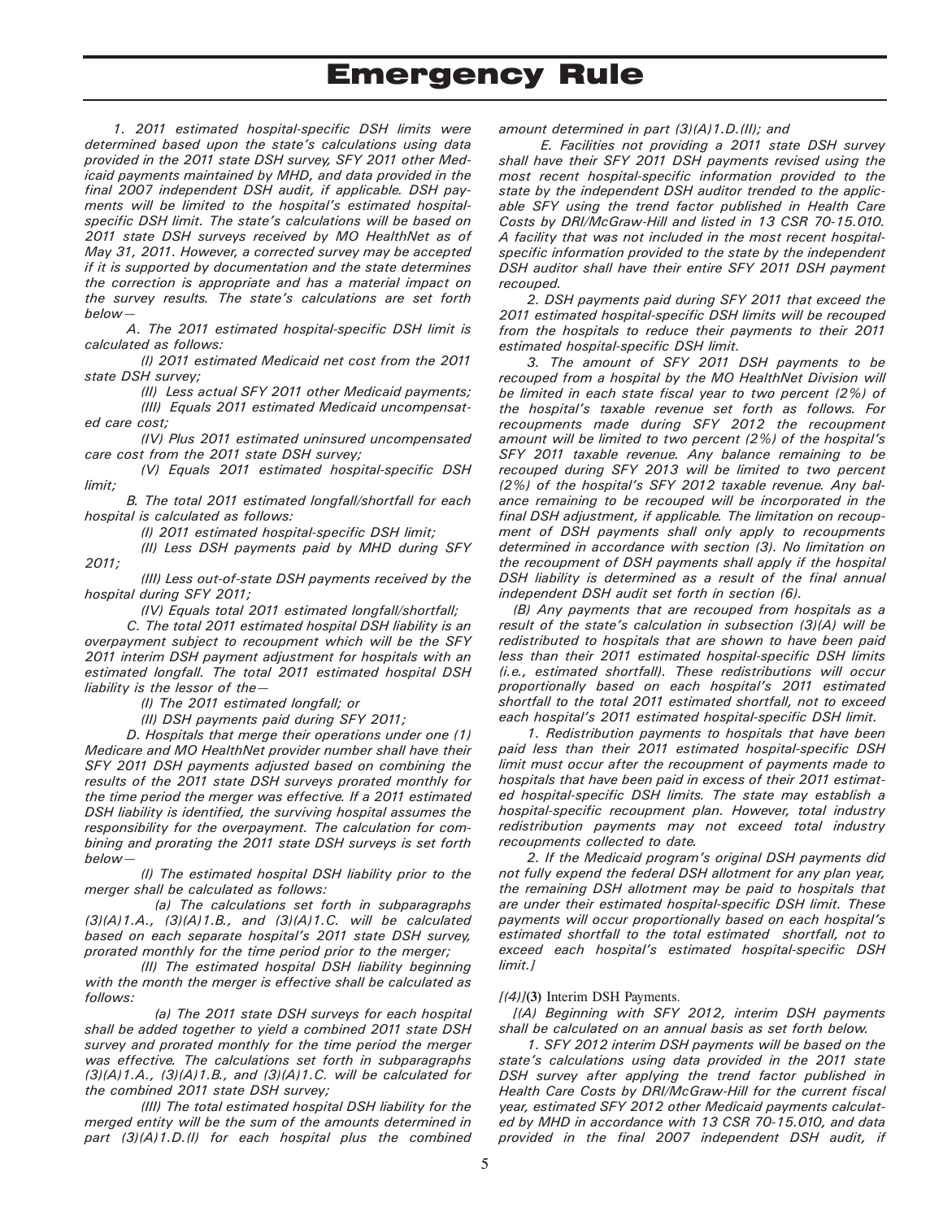# Emergency Rule

*1. 2011 estimated hospital-specific DSH limits were determined based upon the state's calculations using data provided in the 2011 state DSH survey, SFY 2011 other Medicaid payments maintained by MHD, and data provided in the final 2007 independent DSH audit, if applicable. DSH payments will be limited to the hospital's estimated hospital-specific DSH limit. The state's calculations will be based on 2011 state DSH surveys received by MO HealthNet as of May 31, 2011. However, a corrected survey may be accepted if it is supported by documentation and the state determines the correction is appropriate and has a material impact on the survey results. The state's calculations are set forth below—*

*A. The 2011 estimated hospital-specific DSH limit is calculated as follows:*

*(I) 2011 estimated Medicaid net cost from the 2011 state DSH survey;*

*(II) Less actual SFY 2011 other Medicaid payments;*

*(III) Equals 2011 estimated Medicaid uncompensated care cost;*

*(IV) Plus 2011 estimated uninsured uncompensated care cost from the 2011 state DSH survey;*

*(V) Equals 2011 estimated hospital-specific DSH limit;*

*B. The total 2011 estimated longfall/shortfall for each hospital is calculated as follows:*

*(I) 2011 estimated hospital-specific DSH limit;*

*(II) Less DSH payments paid by MHD during SFY 2011;*

*(III) Less out-of-state DSH payments received by the hospital during SFY 2011;*

*(IV) Equals total 2011 estimated longfall/shortfall;*

*C. The total 2011 estimated hospital DSH liability is an overpayment subject to recoupment which will be the SFY 2011 interim DSH payment adjustment for hospitals with an estimated longfall. The total 2011 estimated hospital DSH liability is the lessor of the—*

*(I) The 2011 estimated longfall; or*

*(II) DSH payments paid during SFY 2011;*

*D. Hospitals that merge their operations under one (1) Medicare and MO HealthNet provider number shall have their SFY 2011 DSH payments adjusted based on combining the results of the 2011 state DSH surveys prorated monthly for the time period the merger was effective. If a 2011 estimated DSH liability is identified, the surviving hospital assumes the responsibility for the overpayment. The calculation for combining and prorating the 2011 state DSH surveys is set forth below—*

*(I) The estimated hospital DSH liability prior to the merger shall be calculated as follows:*

*(a) The calculations set forth in subparagraphs (3)(A)1.A., (3)(A)1.B., and (3)(A)1.C. will be calculated based on each separate hospital's 2011 state DSH survey, prorated monthly for the time period prior to the merger;*

*(II) The estimated hospital DSH liability beginning with the month the merger is effective shall be calculated as follows:*

*(a) The 2011 state DSH surveys for each hospital shall be added together to yield a combined 2011 state DSH survey and prorated monthly for the time period the merger was effective. The calculations set forth in subparagraphs (3)(A)1.A., (3)(A)1.B., and (3)(A)1.C. will be calculated for the combined 2011 state DSH survey;*

*(III) The total estimated hospital DSH liability for the merged entity will be the sum of the amounts determined in part (3)(A)1.D.(I) for each hospital plus the combined amount determined in part (3)(A)1.D.(II); and*

*E. Facilities not providing a 2011 state DSH survey shall have their SFY 2011 DSH payments revised using the most recent hospital-specific information provided to the state by the independent DSH auditor trended to the applicable SFY using the trend factor published in Health Care Costs by DRI/McGraw-Hill and listed in 13 CSR 70-15.010. A facility that was not included in the most recent hospital-specific information provided to the state by the independent DSH auditor shall have their entire SFY 2011 DSH payment recouped.*

*2. DSH payments paid during SFY 2011 that exceed the 2011 estimated hospital-specific DSH limits will be recouped from the hospitals to reduce their payments to their 2011 estimated hospital-specific DSH limit.*

*3. The amount of SFY 2011 DSH payments to be recouped from a hospital by the MO HealthNet Division will be limited in each state fiscal year to two percent (2%) of the hospital's taxable revenue set forth as follows. For recoupments made during SFY 2012 the recoupment amount will be limited to two percent (2%) of the hospital's SFY 2011 taxable revenue. Any balance remaining to be recouped during SFY 2013 will be limited to two percent (2%) of the hospital's SFY 2012 taxable revenue. Any balance remaining to be recouped will be incorporated in the final DSH adjustment, if applicable. The limitation on recoupment of DSH payments shall only apply to recoupments determined in accordance with section (3). No limitation on the recoupment of DSH payments shall apply if the hospital DSH liability is determined as a result of the final annual independent DSH audit set forth in section (6).*

*(B) Any payments that are recouped from hospitals as a result of the state's calculation in subsection (3)(A) will be redistributed to hospitals that are shown to have been paid less than their 2011 estimated hospital-specific DSH limits (i.e., estimated shortfall). These redistributions will occur proportionally based on each hospital's 2011 estimated shortfall to the total 2011 estimated shortfall, not to exceed each hospital's 2011 estimated hospital-specific DSH limit.*

*1. Redistribution payments to hospitals that have been paid less than their 2011 estimated hospital-specific DSH limit must occur after the recoupment of payments made to hospitals that have been paid in excess of their 2011 estimated hospital-specific DSH limits. The state may establish a hospital-specific recoupment plan. However, total industry redistribution payments may not exceed total industry recoupments collected to date.*

*2. If the Medicaid program's original DSH payments did not fully expend the federal DSH allotment for any plan year, the remaining DSH allotment may be paid to hospitals that are under their estimated hospital-specific DSH limit. These payments will occur proportionally based on each hospital's estimated shortfall to the total estimated shortfall, not to exceed each hospital's estimated hospital-specific DSH limit.]*

*[(4)]***(3)** Interim DSH Payments.

*[(A) Beginning with SFY 2012, interim DSH payments shall be calculated on an annual basis as set forth below.*

*1. SFY 2012 interim DSH payments will be based on the state's calculations using data provided in the 2011 state DSH survey after applying the trend factor published in Health Care Costs by DRI/McGraw-Hill for the current fiscal year, estimated SFY 2012 other Medicaid payments calculated by MHD in accordance with 13 CSR 70-15.010, and data provided in the final 2007 independent DSH audit, if*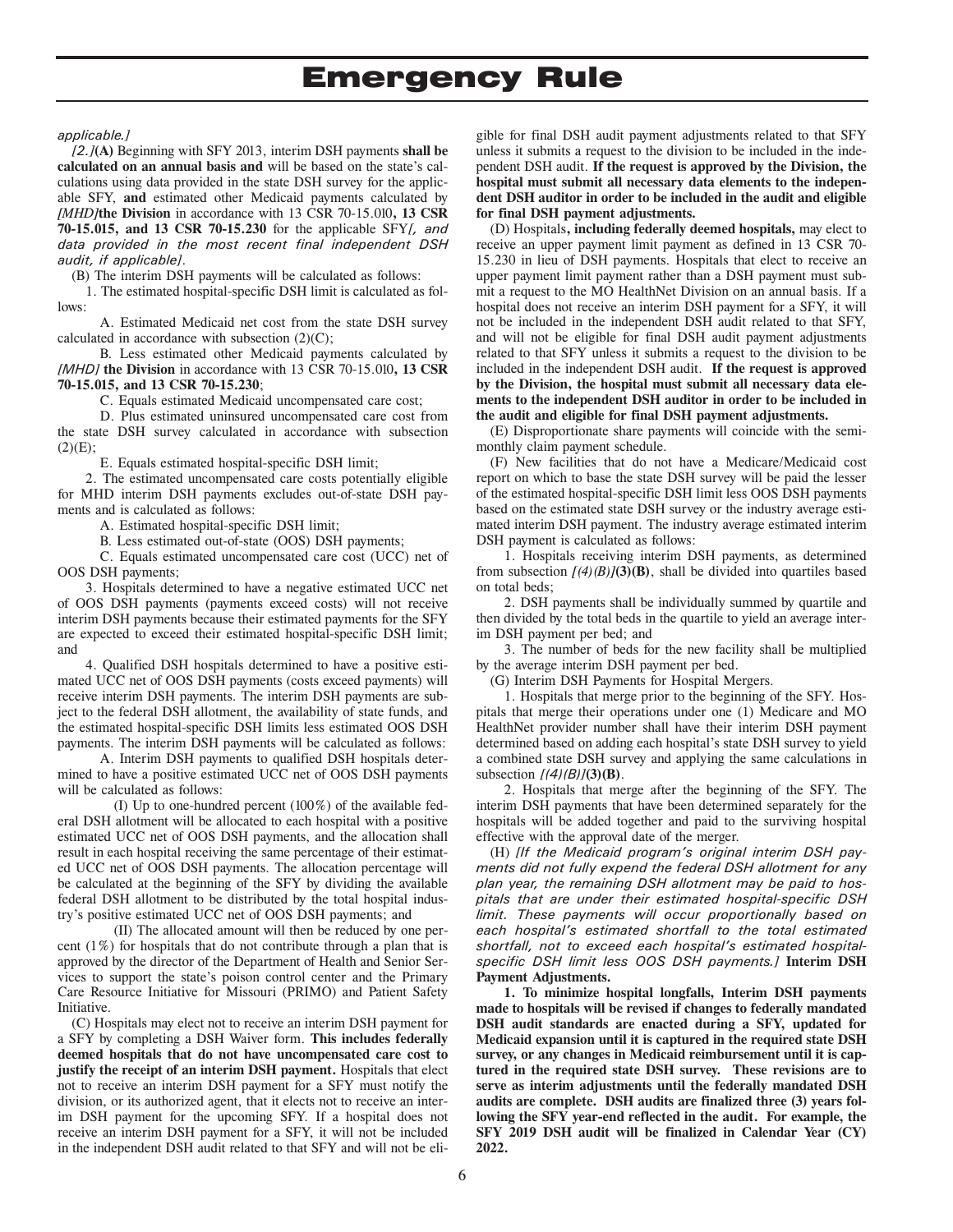*applicable.]*

*[2.]***(A)** Beginning with SFY 2013, interim DSH payments **shall be calculated on an annual basis and** will be based on the state's calculations using data provided in the state DSH survey for the applicable SFY, **and** estimated other Medicaid payments calculated by *[MHD]***the Division** in accordance with 13 CSR 70-15.010**, 13 CSR 70-15.015, and 13 CSR 70-15.230** for the applicable SFY*[, and data provided in the most recent final independent DSH audit, if applicable]*.

(B) The interim DSH payments will be calculated as follows:

1. The estimated hospital-specific DSH limit is calculated as follows:

A. Estimated Medicaid net cost from the state DSH survey calculated in accordance with subsection (2)(C);

B. Less estimated other Medicaid payments calculated by *[MHD]* **the Division** in accordance with 13 CSR 70-15.010**, 13 CSR 70-15.015, and 13 CSR 70-15.230**;

C. Equals estimated Medicaid uncompensated care cost;

D. Plus estimated uninsured uncompensated care cost from the state DSH survey calculated in accordance with subsection (2)(E);

E. Equals estimated hospital-specific DSH limit;

2. The estimated uncompensated care costs potentially eligible for MHD interim DSH payments excludes out-of-state DSH payments and is calculated as follows:

A. Estimated hospital-specific DSH limit;

B. Less estimated out-of-state (OOS) DSH payments;

C. Equals estimated uncompensated care cost (UCC) net of OOS DSH payments;

3. Hospitals determined to have a negative estimated UCC net of OOS DSH payments (payments exceed costs) will not receive interim DSH payments because their estimated payments for the SFY are expected to exceed their estimated hospital-specific DSH limit; and

4. Qualified DSH hospitals determined to have a positive estimated UCC net of OOS DSH payments (costs exceed payments) will receive interim DSH payments. The interim DSH payments are subject to the federal DSH allotment, the availability of state funds, and the estimated hospital-specific DSH limits less estimated OOS DSH payments. The interim DSH payments will be calculated as follows:

A. Interim DSH payments to qualified DSH hospitals determined to have a positive estimated UCC net of OOS DSH payments will be calculated as follows:

(I) Up to one-hundred percent (100%) of the available federal DSH allotment will be allocated to each hospital with a positive estimated UCC net of OOS DSH payments, and the allocation shall result in each hospital receiving the same percentage of their estimated UCC net of OOS DSH payments. The allocation percentage will be calculated at the beginning of the SFY by dividing the available federal DSH allotment to be distributed by the total hospital industry's positive estimated UCC net of OOS DSH payments; and

(II) The allocated amount will then be reduced by one percent (1%) for hospitals that do not contribute through a plan that is approved by the director of the Department of Health and Senior Services to support the state's poison control center and the Primary Care Resource Initiative for Missouri (PRIMO) and Patient Safety Initiative.

(C) Hospitals may elect not to receive an interim DSH payment for a SFY by completing a DSH Waiver form. **This includes federally deemed hospitals that do not have uncompensated care cost to justify the receipt of an interim DSH payment.** Hospitals that elect not to receive an interim DSH payment for a SFY must notify the division, or its authorized agent, that it elects not to receive an interim DSH payment for the upcoming SFY. If a hospital does not receive an interim DSH payment for a SFY, it will not be included in the independent DSH audit related to that SFY and will not be eligible for final DSH audit payment adjustments related to that SFY unless it submits a request to the division to be included in the independent DSH audit. **If the request is approved by the Division, the hospital must submit all necessary data elements to the independent DSH auditor in order to be included in the audit and eligible for final DSH payment adjustments.**

(D) Hospitals**, including federally deemed hospitals,** may elect to receive an upper payment limit payment as defined in 13 CSR 70-15.230 in lieu of DSH payments. Hospitals that elect to receive an upper payment limit payment rather than a DSH payment must submit a request to the MO HealthNet Division on an annual basis. If a hospital does not receive an interim DSH payment for a SFY, it will not be included in the independent DSH audit related to that SFY, and will not be eligible for final DSH audit payment adjustments related to that SFY unless it submits a request to the division to be included in the independent DSH audit. **If the request is approved by the Division, the hospital must submit all necessary data elements to the independent DSH auditor in order to be included in the audit and eligible for final DSH payment adjustments.**

(E) Disproportionate share payments will coincide with the semi-monthly claim payment schedule.

(F) New facilities that do not have a Medicare/Medicaid cost report on which to base the state DSH survey will be paid the lesser of the estimated hospital-specific DSH limit less OOS DSH payments based on the estimated state DSH survey or the industry average estimated interim DSH payment. The industry average estimated interim DSH payment is calculated as follows:

1. Hospitals receiving interim DSH payments, as determined from subsection *[(4)(B)]***(3)(B)**, shall be divided into quartiles based on total beds;

2. DSH payments shall be individually summed by quartile and then divided by the total beds in the quartile to yield an average interim DSH payment per bed; and

3. The number of beds for the new facility shall be multiplied by the average interim DSH payment per bed.

(G) Interim DSH Payments for Hospital Mergers.

1. Hospitals that merge prior to the beginning of the SFY. Hospitals that merge their operations under one (1) Medicare and MO HealthNet provider number shall have their interim DSH payment determined based on adding each hospital's state DSH survey to yield a combined state DSH survey and applying the same calculations in subsection *[(4)(B)]***(3)(B)**.

2. Hospitals that merge after the beginning of the SFY. The interim DSH payments that have been determined separately for the hospitals will be added together and paid to the surviving hospital effective with the approval date of the merger.

(H) *[If the Medicaid program's original interim DSH payments did not fully expend the federal DSH allotment for any plan year, the remaining DSH allotment may be paid to hospitals that are under their estimated hospital-specific DSH limit. These payments will occur proportionally based on each hospital's estimated shortfall to the total estimated shortfall, not to exceed each hospital's estimated hospital-specific DSH limit less OOS DSH payments.]* **Interim DSH Payment Adjustments.**

**1. To minimize hospital longfalls, Interim DSH payments made to hospitals will be revised if changes to federally mandated DSH audit standards are enacted during a SFY, updated for Medicaid expansion until it is captured in the required state DSH survey, or any changes in Medicaid reimbursement until it is captured in the required state DSH survey. These revisions are to serve as interim adjustments until the federally mandated DSH audits are complete. DSH audits are finalized three (3) years following the SFY year-end reflected in the audit. For example, the SFY 2019 DSH audit will be finalized in Calendar Year (CY) 2022.**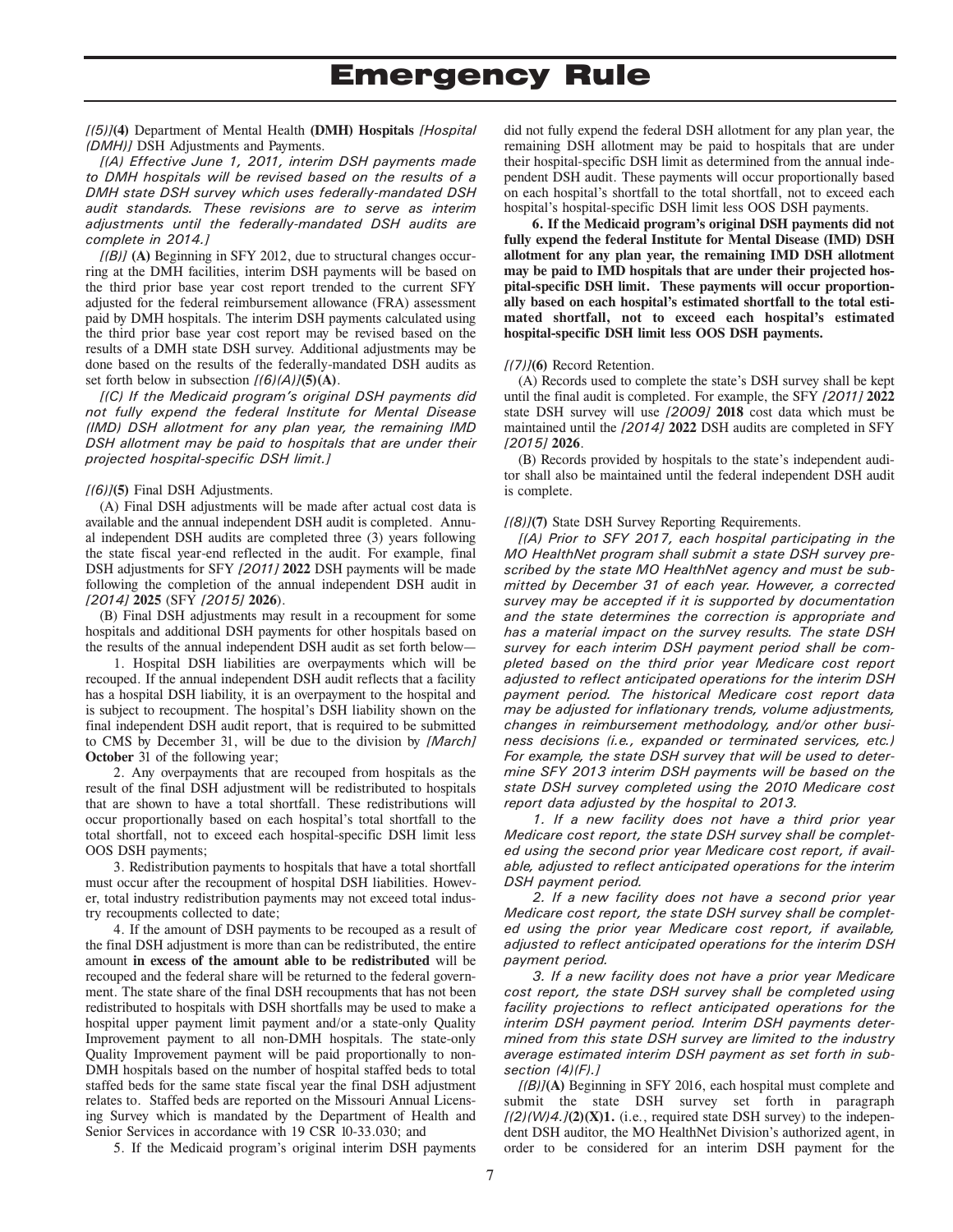*[(5)]***(4)** Department of Mental Health **(DMH) Hospitals** *[Hospital (DMH)]* DSH Adjustments and Payments.

*[(A) Effective June 1, 2011, interim DSH payments made to DMH hospitals will be revised based on the results of a DMH state DSH survey which uses federally-mandated DSH audit standards. These revisions are to serve as interim adjustments until the federally-mandated DSH audits are complete in 2014.]*

*[(B)]* **(A)** Beginning in SFY 2012, due to structural changes occurring at the DMH facilities, interim DSH payments will be based on the third prior base year cost report trended to the current SFY adjusted for the federal reimbursement allowance (FRA) assessment paid by DMH hospitals. The interim DSH payments calculated using the third prior base year cost report may be revised based on the results of a DMH state DSH survey. Additional adjustments may be done based on the results of the federally-mandated DSH audits as set forth below in subsection *[(6)(A)]***(5)(A)**.

*[(C) If the Medicaid program's original DSH payments did not fully expend the federal Institute for Mental Disease (IMD) DSH allotment for any plan year, the remaining IMD DSH allotment may be paid to hospitals that are under their projected hospital-specific DSH limit.]*

*[(6)]***(5)** Final DSH Adjustments.

(A) Final DSH adjustments will be made after actual cost data is available and the annual independent DSH audit is completed. Annual independent DSH audits are completed three (3) years following the state fiscal year-end reflected in the audit. For example, final DSH adjustments for SFY *[2011]* **2022** DSH payments will be made following the completion of the annual independent DSH audit in *[2014]* **2025** (SFY *[2015]* **2026**).

(B) Final DSH adjustments may result in a recoupment for some hospitals and additional DSH payments for other hospitals based on the results of the annual independent DSH audit as set forth below—

1. Hospital DSH liabilities are overpayments which will be recouped. If the annual independent DSH audit reflects that a facility has a hospital DSH liability, it is an overpayment to the hospital and is subject to recoupment. The hospital's DSH liability shown on the final independent DSH audit report, that is required to be submitted to CMS by December 31, will be due to the division by *[March]* **October** 31 of the following year;

2. Any overpayments that are recouped from hospitals as the result of the final DSH adjustment will be redistributed to hospitals that are shown to have a total shortfall. These redistributions will occur proportionally based on each hospital's total shortfall to the total shortfall, not to exceed each hospital-specific DSH limit less OOS DSH payments;

3. Redistribution payments to hospitals that have a total shortfall must occur after the recoupment of hospital DSH liabilities. However, total industry redistribution payments may not exceed total industry recoupments collected to date;

4. If the amount of DSH payments to be recouped as a result of the final DSH adjustment is more than can be redistributed, the entire amount **in excess of the amount able to be redistributed** will be recouped and the federal share will be returned to the federal government. The state share of the final DSH recoupments that has not been redistributed to hospitals with DSH shortfalls may be used to make a hospital upper payment limit payment and/or a state-only Quality Improvement payment to all non-DMH hospitals. The state-only Quality Improvement payment will be paid proportionally to non-DMH hospitals based on the number of hospital staffed beds to total staffed beds for the same state fiscal year the final DSH adjustment relates to. Staffed beds are reported on the Missouri Annual Licensing Survey which is mandated by the Department of Health and Senior Services in accordance with 19 CSR 10-33.030; and

5. If the Medicaid program's original interim DSH payments did not fully expend the federal DSH allotment for any plan year, the remaining DSH allotment may be paid to hospitals that are under their hospital-specific DSH limit as determined from the annual independent DSH audit. These payments will occur proportionally based on each hospital's shortfall to the total shortfall, not to exceed each hospital's hospital-specific DSH limit less OOS DSH payments.

**6. If the Medicaid program's original DSH payments did not fully expend the federal Institute for Mental Disease (IMD) DSH allotment for any plan year, the remaining IMD DSH allotment may be paid to IMD hospitals that are under their projected hospital-specific DSH limit. These payments will occur proportionally based on each hospital's estimated shortfall to the total estimated shortfall, not to exceed each hospital's estimated hospital-specific DSH limit less OOS DSH payments.**

*[(7)]***(6)** Record Retention.

(A) Records used to complete the state's DSH survey shall be kept until the final audit is completed. For example, the SFY *[2011]* **2022** state DSH survey will use *[2009]* **2018** cost data which must be maintained until the *[2014]* **2022** DSH audits are completed in SFY *[2015]* **2026**.

(B) Records provided by hospitals to the state's independent auditor shall also be maintained until the federal independent DSH audit is complete.

*[(8)]***(7)** State DSH Survey Reporting Requirements.

*[(A) Prior to SFY 2017, each hospital participating in the MO HealthNet program shall submit a state DSH survey prescribed by the state MO HealthNet agency and must be submitted by December 31 of each year. However, a corrected survey may be accepted if it is supported by documentation and the state determines the correction is appropriate and has a material impact on the survey results. The state DSH survey for each interim DSH payment period shall be completed based on the third prior year Medicare cost report adjusted to reflect anticipated operations for the interim DSH payment period. The historical Medicare cost report data may be adjusted for inflationary trends, volume adjustments, changes in reimbursement methodology, and/or other business decisions (i.e., expanded or terminated services, etc.) For example, the state DSH survey that will be used to determine SFY 2013 interim DSH payments will be based on the state DSH survey completed using the 2010 Medicare cost report data adjusted by the hospital to 2013.*

*1. If a new facility does not have a third prior year Medicare cost report, the state DSH survey shall be completed using the second prior year Medicare cost report, if available, adjusted to reflect anticipated operations for the interim DSH payment period.*

*2. If a new facility does not have a second prior year Medicare cost report, the state DSH survey shall be completed using the prior year Medicare cost report, if available, adjusted to reflect anticipated operations for the interim DSH payment period.*

*3. If a new facility does not have a prior year Medicare cost report, the state DSH survey shall be completed using facility projections to reflect anticipated operations for the interim DSH payment period. Interim DSH payments determined from this state DSH survey are limited to the industry average estimated interim DSH payment as set forth in subsection (4)(F).]*

*[(B)]***(A)** Beginning in SFY 2016, each hospital must complete and submit the state DSH survey set forth in paragraph *[(2)(W)4.]***(2)(X)1.** (i.e., required state DSH survey) to the independent DSH auditor, the MO HealthNet Division's authorized agent, in order to be considered for an interim DSH payment for the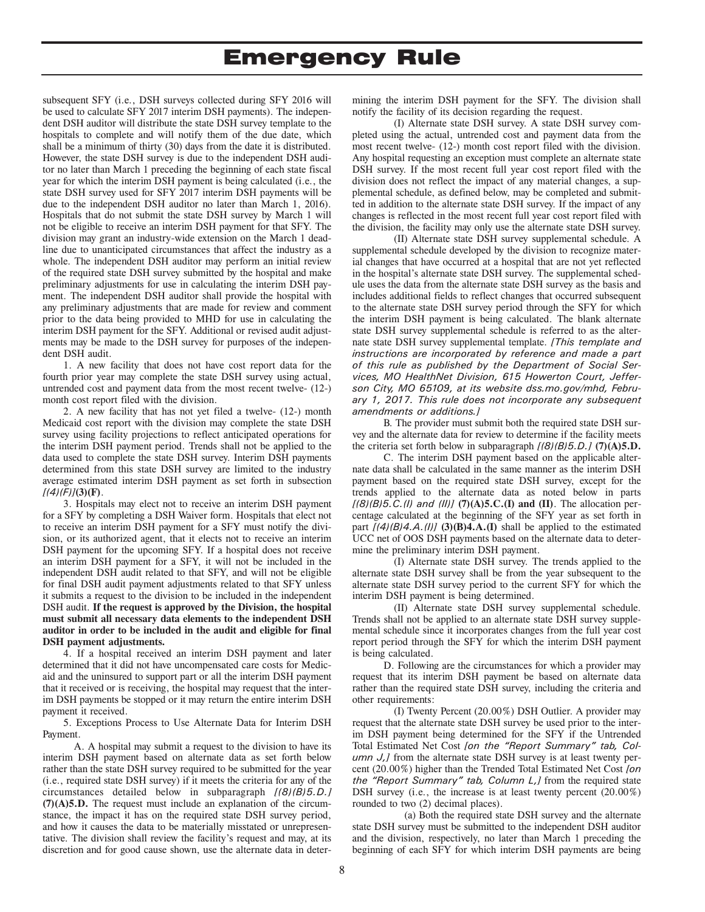subsequent SFY (i.e., DSH surveys collected during SFY 2016 will be used to calculate SFY 2017 interim DSH payments). The independent DSH auditor will distribute the state DSH survey template to the hospitals to complete and will notify them of the due date, which shall be a minimum of thirty (30) days from the date it is distributed. However, the state DSH survey is due to the independent DSH auditor no later than March 1 preceding the beginning of each state fiscal year for which the interim DSH payment is being calculated (i.e., the state DSH survey used for SFY 2017 interim DSH payments will be due to the independent DSH auditor no later than March 1, 2016). Hospitals that do not submit the state DSH survey by March 1 will not be eligible to receive an interim DSH payment for that SFY. The division may grant an industry-wide extension on the March 1 deadline due to unanticipated circumstances that affect the industry as a whole. The independent DSH auditor may perform an initial review of the required state DSH survey submitted by the hospital and make preliminary adjustments for use in calculating the interim DSH payment. The independent DSH auditor shall provide the hospital with any preliminary adjustments that are made for review and comment prior to the data being provided to MHD for use in calculating the interim DSH payment for the SFY. Additional or revised audit adjustments may be made to the DSH survey for purposes of the independent DSH audit.

1. A new facility that does not have cost report data for the fourth prior year may complete the state DSH survey using actual, untrended cost and payment data from the most recent twelve- (12-) month cost report filed with the division.

2. A new facility that has not yet filed a twelve- (12-) month Medicaid cost report with the division may complete the state DSH survey using facility projections to reflect anticipated operations for the interim DSH payment period. Trends shall not be applied to the data used to complete the state DSH survey. Interim DSH payments determined from this state DSH survey are limited to the industry average estimated interim DSH payment as set forth in subsection *[(4)(F)]***(3)(F)**.

3. Hospitals may elect not to receive an interim DSH payment for a SFY by completing a DSH Waiver form. Hospitals that elect not to receive an interim DSH payment for a SFY must notify the division, or its authorized agent, that it elects not to receive an interim DSH payment for the upcoming SFY. If a hospital does not receive an interim DSH payment for a SFY, it will not be included in the independent DSH audit related to that SFY, and will not be eligible for final DSH audit payment adjustments related to that SFY unless it submits a request to the division to be included in the independent DSH audit. **If the request is approved by the Division, the hospital must submit all necessary data elements to the independent DSH auditor in order to be included in the audit and eligible for final DSH payment adjustments.**

4. If a hospital received an interim DSH payment and later determined that it did not have uncompensated care costs for Medicaid and the uninsured to support part or all the interim DSH payment that it received or is receiving, the hospital may request that the interim DSH payments be stopped or it may return the entire interim DSH payment it received.

5. Exceptions Process to Use Alternate Data for Interim DSH Payment.

A. A hospital may submit a request to the division to have its interim DSH payment based on alternate data as set forth below rather than the state DSH survey required to be submitted for the year (i.e., required state DSH survey) if it meets the criteria for any of the circumstances detailed below in subparagraph *[(8)(B)5.D.]* **(7)(A)5.D.** The request must include an explanation of the circumstance, the impact it has on the required state DSH survey period, and how it causes the data to be materially misstated or unrepresentative. The division shall review the facility's request and may, at its discretion and for good cause shown, use the alternate data in determining the interim DSH payment for the SFY. The division shall notify the facility of its decision regarding the request.

(I) Alternate state DSH survey. A state DSH survey completed using the actual, untrended cost and payment data from the most recent twelve- (12-) month cost report filed with the division. Any hospital requesting an exception must complete an alternate state DSH survey. If the most recent full year cost report filed with the division does not reflect the impact of any material changes, a supplemental schedule, as defined below, may be completed and submitted in addition to the alternate state DSH survey. If the impact of any changes is reflected in the most recent full year cost report filed with the division, the facility may only use the alternate state DSH survey.

(II) Alternate state DSH survey supplemental schedule. A supplemental schedule developed by the division to recognize material changes that have occurred at a hospital that are not yet reflected in the hospital's alternate state DSH survey. The supplemental schedule uses the data from the alternate state DSH survey as the basis and includes additional fields to reflect changes that occurred subsequent to the alternate state DSH survey period through the SFY for which the interim DSH payment is being calculated. The blank alternate state DSH survey supplemental schedule is referred to as the alternate state DSH survey supplemental template. *[This template and instructions are incorporated by reference and made a part of this rule as published by the Department of Social Services, MO HealthNet Division, 615 Howerton Court, Jefferson City, MO 65109, at its website dss.mo.gov/mhd, February 1, 2017. This rule does not incorporate any subsequent amendments or additions.]*

B. The provider must submit both the required state DSH survey and the alternate data for review to determine if the facility meets the criteria set forth below in subparagraph *[(8)(B)5.D.]* **(7)(A)5.D.**

C. The interim DSH payment based on the applicable alternate data shall be calculated in the same manner as the interim DSH payment based on the required state DSH survey, except for the trends applied to the alternate data as noted below in parts *[(8)(B)5.C.(I) and (II)]* **(7)(A)5.C.(I) and (II)**. The allocation percentage calculated at the beginning of the SFY year as set forth in part *[(4)(B)4.A.(I)]* **(3)(B)4.A.(I)** shall be applied to the estimated UCC net of OOS DSH payments based on the alternate data to determine the preliminary interim DSH payment.

(I) Alternate state DSH survey. The trends applied to the alternate state DSH survey shall be from the year subsequent to the alternate state DSH survey period to the current SFY for which the interim DSH payment is being determined.

(II) Alternate state DSH survey supplemental schedule. Trends shall not be applied to an alternate state DSH survey supplemental schedule since it incorporates changes from the full year cost report period through the SFY for which the interim DSH payment is being calculated.

D. Following are the circumstances for which a provider may request that its interim DSH payment be based on alternate data rather than the required state DSH survey, including the criteria and other requirements:

(I) Twenty Percent (20.00%) DSH Outlier. A provider may request that the alternate state DSH survey be used prior to the interim DSH payment being determined for the SFY if the Untrended Total Estimated Net Cost *[on the "Report Summary" tab, Column J,]* from the alternate state DSH survey is at least twenty percent (20.00%) higher than the Trended Total Estimated Net Cost *[on the "Report Summary" tab, Column L,]* from the required state DSH survey (i.e., the increase is at least twenty percent (20.00%) rounded to two (2) decimal places).

(a) Both the required state DSH survey and the alternate state DSH survey must be submitted to the independent DSH auditor and the division, respectively, no later than March 1 preceding the beginning of each SFY for which interim DSH payments are being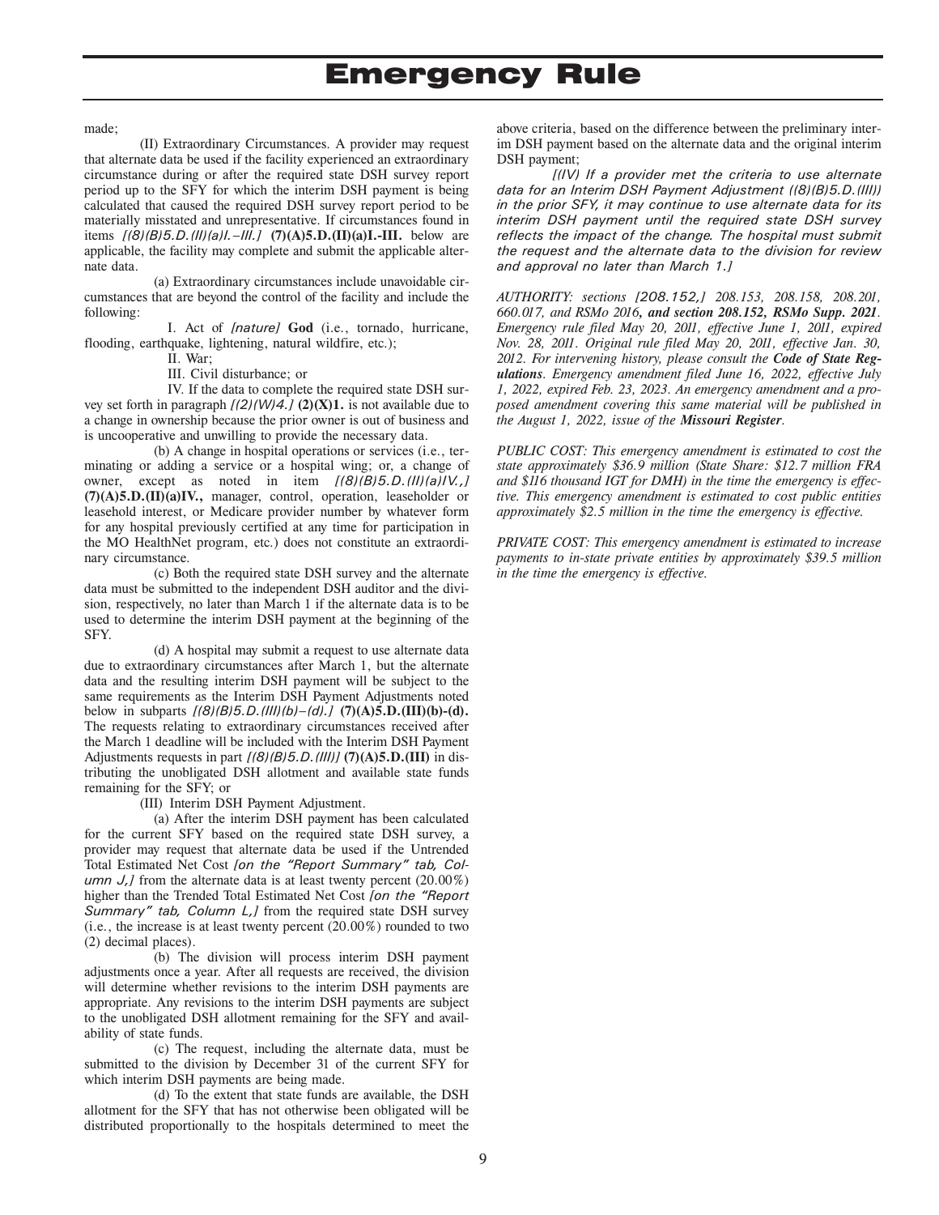made;

(II) Extraordinary Circumstances. A provider may request that alternate data be used if the facility experienced an extraordinary circumstance during or after the required state DSH survey report period up to the SFY for which the interim DSH payment is being calculated that caused the required DSH survey report period to be materially misstated and unrepresentative. If circumstances found in items *[(8)(B)5.D.(II)(a)I.–III.]* **(7)(A)5.D.(II)(a)I.-III.** below are applicable, the facility may complete and submit the applicable alternate data.

(a) Extraordinary circumstances include unavoidable circumstances that are beyond the control of the facility and include the following:

I. Act of *[nature]* **God** (i.e., tornado, hurricane, flooding, earthquake, lightening, natural wildfire, etc.);

II. War;

III. Civil disturbance; or

IV. If the data to complete the required state DSH survey set forth in paragraph *[(2)(W)4.]* **(2)(X)1.** is not available due to a change in ownership because the prior owner is out of business and is uncooperative and unwilling to provide the necessary data.

(b) A change in hospital operations or services (i.e., terminating or adding a service or a hospital wing; or, a change of owner, except as noted in item *[(8)(B)5.D.(II)(a)IV.,]* **(7)(A)5.D.(II)(a)IV.,** manager, control, operation, leaseholder or leasehold interest, or Medicare provider number by whatever form for any hospital previously certified at any time for participation in the MO HealthNet program, etc.) does not constitute an extraordinary circumstance.

(c) Both the required state DSH survey and the alternate data must be submitted to the independent DSH auditor and the division, respectively, no later than March 1 if the alternate data is to be used to determine the interim DSH payment at the beginning of the SFY.

(d) A hospital may submit a request to use alternate data due to extraordinary circumstances after March 1, but the alternate data and the resulting interim DSH payment will be subject to the same requirements as the Interim DSH Payment Adjustments noted below in subparts *[(8)(B)5.D.(III)(b)–(d).]* **(7)(A)5.D.(III)(b)-(d).** The requests relating to extraordinary circumstances received after the March 1 deadline will be included with the Interim DSH Payment Adjustments requests in part *[(8)(B)5.D.(III)]* **(7)(A)5.D.(III)** in distributing the unobligated DSH allotment and available state funds remaining for the SFY; or

(III) Interim DSH Payment Adjustment.

(a) After the interim DSH payment has been calculated for the current SFY based on the required state DSH survey, a provider may request that alternate data be used if the Untrended Total Estimated Net Cost *[on the "Report Summary" tab, Column J,]* from the alternate data is at least twenty percent (20.00%) higher than the Trended Total Estimated Net Cost *[on the "Report Summary" tab, Column L,]* from the required state DSH survey (i.e., the increase is at least twenty percent (20.00%) rounded to two (2) decimal places).

(b) The division will process interim DSH payment adjustments once a year. After all requests are received, the division will determine whether revisions to the interim DSH payments are appropriate. Any revisions to the interim DSH payments are subject to the unobligated DSH allotment remaining for the SFY and availability of state funds.

(c) The request, including the alternate data, must be submitted to the division by December 31 of the current SFY for which interim DSH payments are being made.

(d) To the extent that state funds are available, the DSH allotment for the SFY that has not otherwise been obligated will be distributed proportionally to the hospitals determined to meet the above criteria, based on the difference between the preliminary interim DSH payment based on the alternate data and the original interim DSH payment;

*[(IV) If a provider met the criteria to use alternate data for an Interim DSH Payment Adjustment ((8)(B)5.D.(III)) in the prior SFY, it may continue to use alternate data for its interim DSH payment until the required state DSH survey reflects the impact of the change. The hospital must submit the request and the alternate data to the division for review and approval no later than March 1.]*

*AUTHORITY: sections [208.152,] 208.153, 208.158, 208.201, 660.017, and RSMo 2016, **and section 208.152, RSMo Supp. 2021**. Emergency rule filed May 20, 2011, effective June 1, 2011, expired Nov. 28, 2011. Original rule filed May 20, 2011, effective Jan. 30, 2012. For intervening history, please consult the **Code of State Regulations**. Emergency amendment filed June 16, 2022, effective July 1, 2022, expired Feb. 23, 2023. An emergency amendment and a proposed amendment covering this same material will be published in the August 1, 2022, issue of the **Missouri Register**.*

*PUBLIC COST: This emergency amendment is estimated to cost the state approximately $36.9 million (State Share: $12.7 million FRA and $116 thousand IGT for DMH) in the time the emergency is effective. This emergency amendment is estimated to cost public entities approximately $2.5 million in the time the emergency is effective.*

*PRIVATE COST: This emergency amendment is estimated to increase payments to in-state private entities by approximately $39.5 million in the time the emergency is effective.*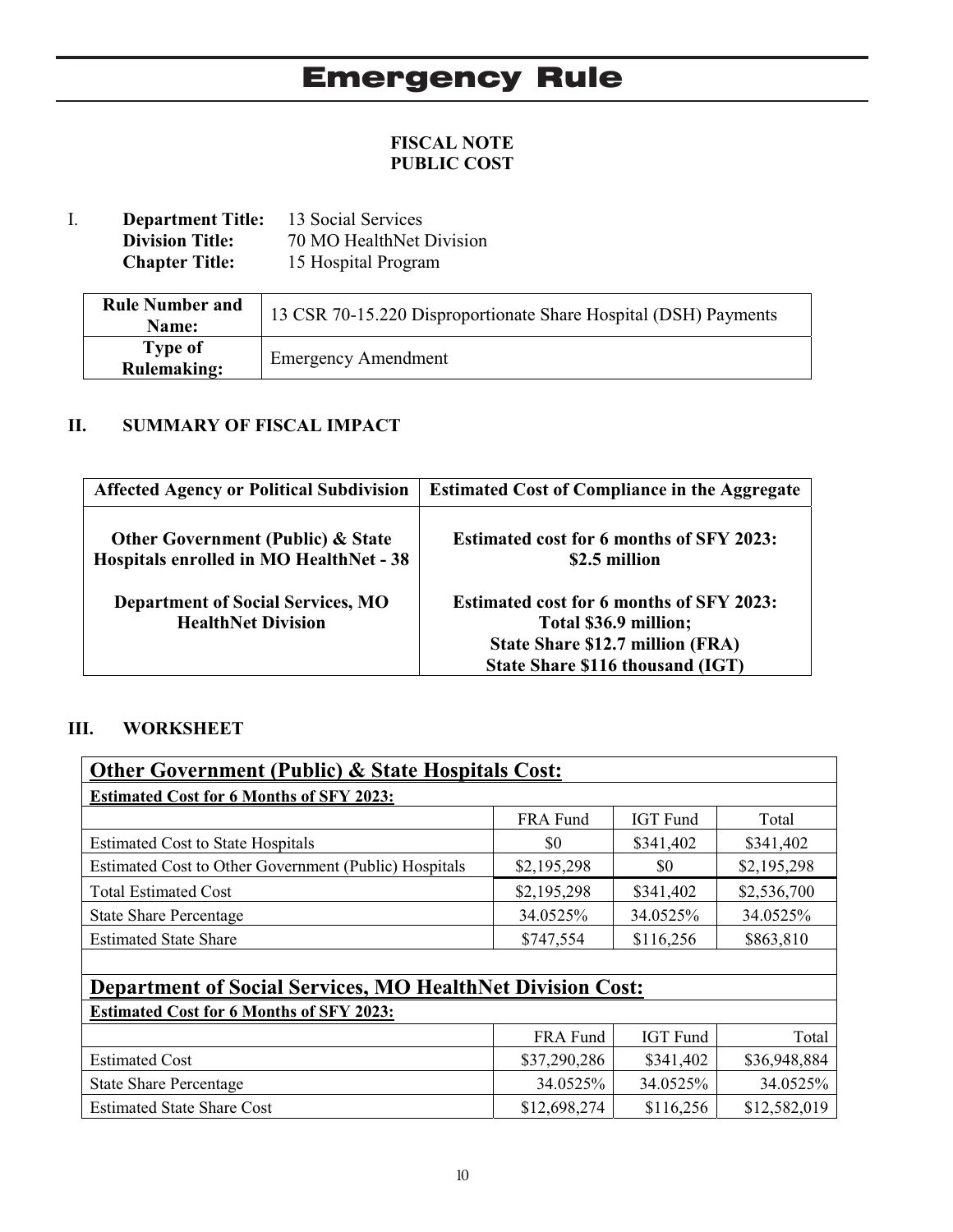# Emergency Rule

**FISCAL NOTE**
**PUBLIC COST**

I. **Department Title:** 13 Social Services
**Division Title:** 70 MO HealthNet Division
**Chapter Title:** 15 Hospital Program

| **Rule Number and Name:** | 13 CSR 70-15.220 Disproportionate Share Hospital (DSH) Payments |
|---|---|
| **Type of Rulemaking:** | Emergency Amendment |

## II. SUMMARY OF FISCAL IMPACT

| Affected Agency or Political Subdivision | Estimated Cost of Compliance in the Aggregate |
|---|---|
| **Other Government (Public) & State Hospitals enrolled in MO HealthNet - 38** | **Estimated cost for 6 months of SFY 2023: $2.5 million** |
| **Department of Social Services, MO HealthNet Division** | **Estimated cost for 6 months of SFY 2023: Total $36.9 million; State Share $12.7 million (FRA) State Share $116 thousand (IGT)** |

## III. WORKSHEET

| **Other Government (Public) & State Hospitals Cost:** | | | |
|---|---|---|---|
| **Estimated Cost for 6 Months of SFY 2023:** | | | |
| | FRA Fund | IGT Fund | Total |
| Estimated Cost to State Hospitals | $0 | $341,402 | $341,402 |
| Estimated Cost to Other Government (Public) Hospitals | $2,195,298 | $0 | $2,195,298 |
| Total Estimated Cost | $2,195,298 | $341,402 | $2,536,700 |
| State Share Percentage | 34.0525% | 34.0525% | 34.0525% |
| Estimated State Share | $747,554 | $116,256 | $863,810 |
| | | | |
| **Department of Social Services, MO HealthNet Division Cost:** | | | |
| **Estimated Cost for 6 Months of SFY 2023:** | | | |
| | FRA Fund | IGT Fund | Total |
| Estimated Cost | $37,290,286 | $341,402 | $36,948,884 |
| State Share Percentage | 34.0525% | 34.0525% | 34.0525% |
| Estimated State Share Cost | $12,698,274 | $116,256 | $12,582,019 |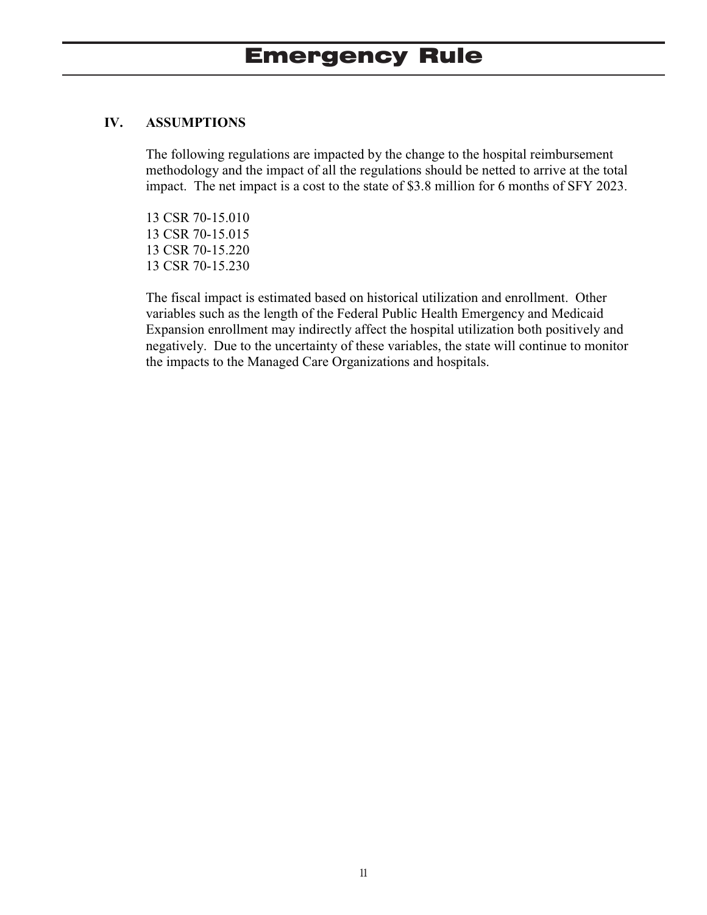# Emergency Rule

## IV. ASSUMPTIONS

The following regulations are impacted by the change to the hospital reimbursement methodology and the impact of all the regulations should be netted to arrive at the total impact. The net impact is a cost to the state of $3.8 million for 6 months of SFY 2023.

13 CSR 70-15.010
13 CSR 70-15.015
13 CSR 70-15.220
13 CSR 70-15.230

The fiscal impact is estimated based on historical utilization and enrollment. Other variables such as the length of the Federal Public Health Emergency and Medicaid Expansion enrollment may indirectly affect the hospital utilization both positively and negatively. Due to the uncertainty of these variables, the state will continue to monitor the impacts to the Managed Care Organizations and hospitals.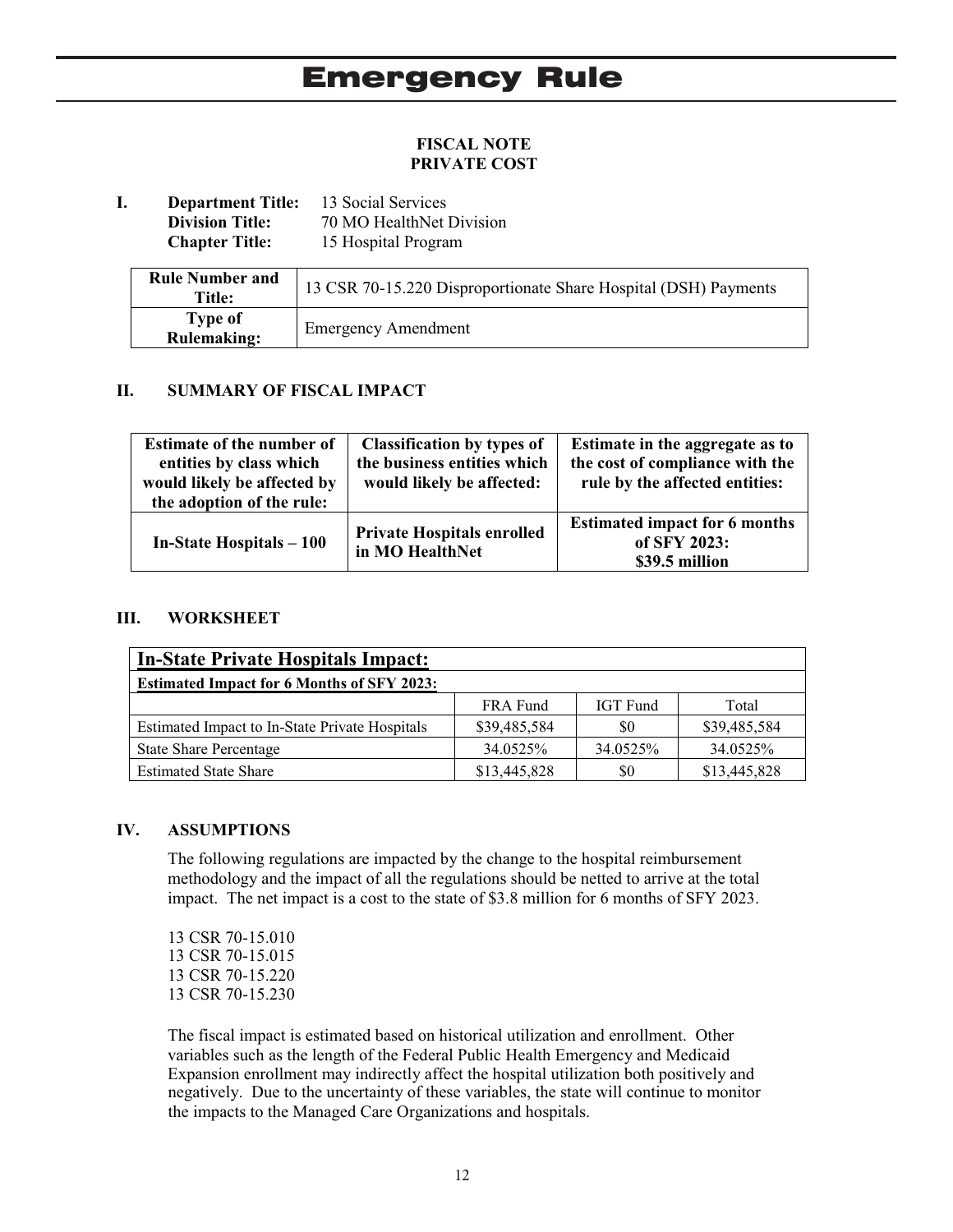# Emergency Rule

**FISCAL NOTE**
**PRIVATE COST**

**I. Department Title:** 13 Social Services
**Division Title:** 70 MO HealthNet Division
**Chapter Title:** 15 Hospital Program

| | |
|---|---|
| **Rule Number and Title:** | 13 CSR 70-15.220 Disproportionate Share Hospital (DSH) Payments |
| **Type of Rulemaking:** | Emergency Amendment |

## II. SUMMARY OF FISCAL IMPACT

| Estimate of the number of entities by class which would likely be affected by the adoption of the rule: | Classification by types of the business entities which would likely be affected: | Estimate in the aggregate as to the cost of compliance with the rule by the affected entities: |
|---|---|---|
| **In-State Hospitals – 100** | **Private Hospitals enrolled in MO HealthNet** | **Estimated impact for 6 months of SFY 2023: $39.5 million** |

## III. WORKSHEET

| **In-State Private Hospitals Impact:** | | | |
|---|---|---|---|
| **Estimated Impact for 6 Months of SFY 2023:** | | | |
| | FRA Fund | IGT Fund | Total |
| Estimated Impact to In-State Private Hospitals | $39,485,584 | $0 | $39,485,584 |
| State Share Percentage | 34.0525% | 34.0525% | 34.0525% |
| Estimated State Share | $13,445,828 | $0 | $13,445,828 |

## IV. ASSUMPTIONS

The following regulations are impacted by the change to the hospital reimbursement methodology and the impact of all the regulations should be netted to arrive at the total impact. The net impact is a cost to the state of $3.8 million for 6 months of SFY 2023.

13 CSR 70-15.010
13 CSR 70-15.015
13 CSR 70-15.220
13 CSR 70-15.230

The fiscal impact is estimated based on historical utilization and enrollment. Other variables such as the length of the Federal Public Health Emergency and Medicaid Expansion enrollment may indirectly affect the hospital utilization both positively and negatively. Due to the uncertainty of these variables, the state will continue to monitor the impacts to the Managed Care Organizations and hospitals.